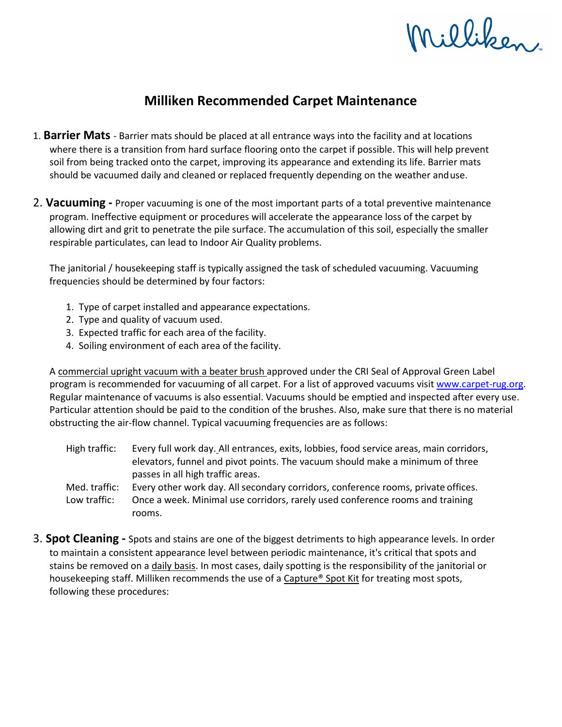# Milliken Recommended Carpet Maintenance

1. **Barrier Mats** - Barrier mats should be placed at all entrance ways into the facility and at locations where there is a transition from hard surface flooring onto the carpet if possible. This will help prevent soil from being tracked onto the carpet, improving its appearance and extending its life. Barrier mats should be vacuumed daily and cleaned or replaced frequently depending on the weather and use.

2. **Vacuuming -** Proper vacuuming is one of the most important parts of a total preventive maintenance program. Ineffective equipment or procedures will accelerate the appearance loss of the carpet by allowing dirt and grit to penetrate the pile surface. The accumulation of this soil, especially the smaller respirable particulates, can lead to Indoor Air Quality problems.

   The janitorial / housekeeping staff is typically assigned the task of scheduled vacuuming. Vacuuming frequencies should be determined by four factors:

   1. Type of carpet installed and appearance expectations.
   2. Type and quality of vacuum used.
   3. Expected traffic for each area of the facility.
   4. Soiling environment of each area of the facility.

   A <u>commercial upright vacuum with a beater brush</u> approved under the CRI Seal of Approval Green Label program is recommended for vacuuming of all carpet. For a list of approved vacuums visit [www.carpet-rug.org](http://www.carpet-rug.org). Regular maintenance of vacuums is also essential. Vacuums should be emptied and inspected after every use. Particular attention should be paid to the condition of the brushes. Also, make sure that there is no material obstructing the air-flow channel. Typical vacuuming frequencies are as follows:

   High traffic: Every full work day. All entrances, exits, lobbies, food service areas, main corridors, elevators, funnel and pivot points. The vacuum should make a minimum of three passes in all high traffic areas.

   Med. traffic: Every other work day. All secondary corridors, conference rooms, private offices.

   Low traffic: Once a week. Minimal use corridors, rarely used conference rooms and training rooms.

3. **Spot Cleaning -** Spots and stains are one of the biggest detriments to high appearance levels. In order to maintain a consistent appearance level between periodic maintenance, it's critical that spots and stains be removed on a <u>daily basis</u>. In most cases, daily spotting is the responsibility of the janitorial or housekeeping staff. Milliken recommends the use of a <u>Capture® Spot Kit</u> for treating most spots, following these procedures: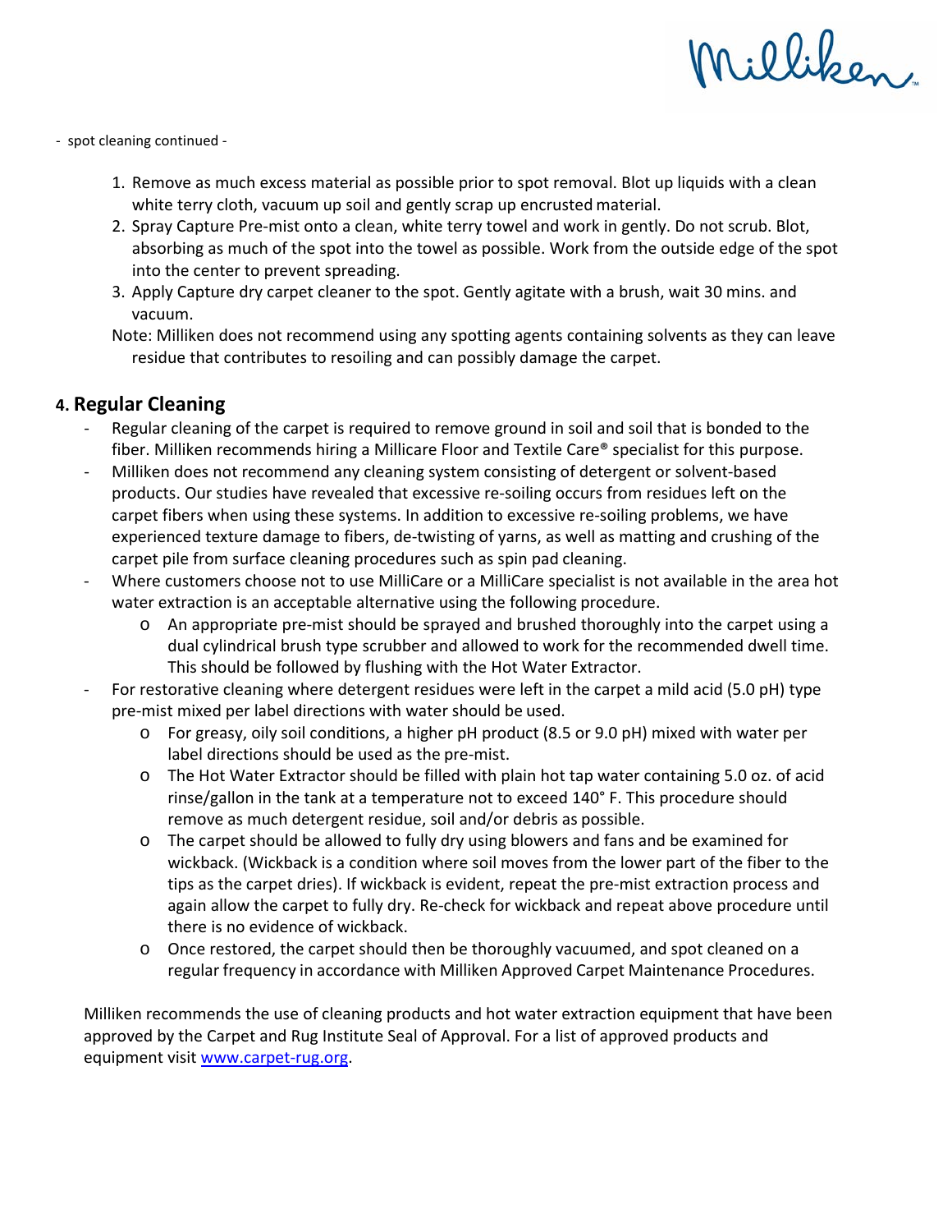- spot cleaning continued -

1. Remove as much excess material as possible prior to spot removal. Blot up liquids with a clean white terry cloth, vacuum up soil and gently scrap up encrusted material.
2. Spray Capture Pre-mist onto a clean, white terry towel and work in gently. Do not scrub. Blot, absorbing as much of the spot into the towel as possible. Work from the outside edge of the spot into the center to prevent spreading.
3. Apply Capture dry carpet cleaner to the spot. Gently agitate with a brush, wait 30 mins. and vacuum.

Note: Milliken does not recommend using any spotting agents containing solvents as they can leave residue that contributes to resoiling and can possibly damage the carpet.

## 4. Regular Cleaning

- Regular cleaning of the carpet is required to remove ground in soil and soil that is bonded to the fiber. Milliken recommends hiring a Millicare Floor and Textile Care® specialist for this purpose.
- Milliken does not recommend any cleaning system consisting of detergent or solvent-based products. Our studies have revealed that excessive re-soiling occurs from residues left on the carpet fibers when using these systems. In addition to excessive re-soiling problems, we have experienced texture damage to fibers, de-twisting of yarns, as well as matting and crushing of the carpet pile from surface cleaning procedures such as spin pad cleaning.
- Where customers choose not to use MilliCare or a MilliCare specialist is not available in the area hot water extraction is an acceptable alternative using the following procedure.
  - An appropriate pre-mist should be sprayed and brushed thoroughly into the carpet using a dual cylindrical brush type scrubber and allowed to work for the recommended dwell time. This should be followed by flushing with the Hot Water Extractor.
- For restorative cleaning where detergent residues were left in the carpet a mild acid (5.0 pH) type pre-mist mixed per label directions with water should be used.
  - For greasy, oily soil conditions, a higher pH product (8.5 or 9.0 pH) mixed with water per label directions should be used as the pre-mist.
  - The Hot Water Extractor should be filled with plain hot tap water containing 5.0 oz. of acid rinse/gallon in the tank at a temperature not to exceed 140° F. This procedure should remove as much detergent residue, soil and/or debris as possible.
  - The carpet should be allowed to fully dry using blowers and fans and be examined for wickback. (Wickback is a condition where soil moves from the lower part of the fiber to the tips as the carpet dries). If wickback is evident, repeat the pre-mist extraction process and again allow the carpet to fully dry. Re-check for wickback and repeat above procedure until there is no evidence of wickback.
  - Once restored, the carpet should then be thoroughly vacuumed, and spot cleaned on a regular frequency in accordance with Milliken Approved Carpet Maintenance Procedures.

Milliken recommends the use of cleaning products and hot water extraction equipment that have been approved by the Carpet and Rug Institute Seal of Approval. For a list of approved products and equipment visit [www.carpet-rug.org](http://www.carpet-rug.org).